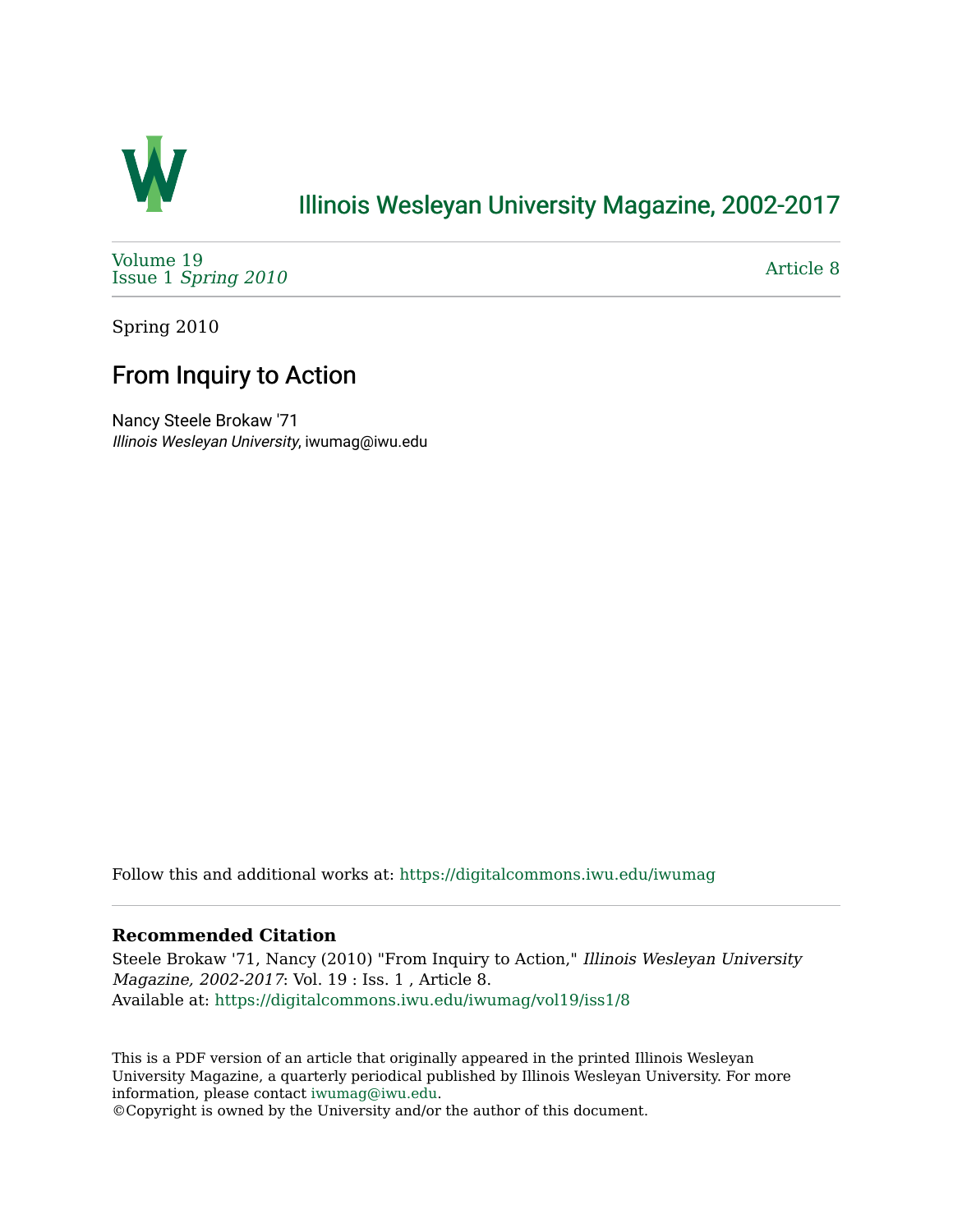# Illinois Wesleyan University Magazine, 2002-2017

Volume 19
Issue 1 *Spring 2010*

Article 8

Spring 2010

## From Inquiry to Action

Nancy Steele Brokaw '71
*Illinois Wesleyan University*, iwumag@iwu.edu

Follow this and additional works at: https://digitalcommons.iwu.edu/iwumag

### Recommended Citation

Steele Brokaw '71, Nancy (2010) "From Inquiry to Action," *Illinois Wesleyan University Magazine, 2002-2017*: Vol. 19 : Iss. 1 , Article 8.
Available at: https://digitalcommons.iwu.edu/iwumag/vol19/iss1/8

This is a PDF version of an article that originally appeared in the printed Illinois Wesleyan University Magazine, a quarterly periodical published by Illinois Wesleyan University. For more information, please contact iwumag@iwu.edu.
©Copyright is owned by the University and/or the author of this document.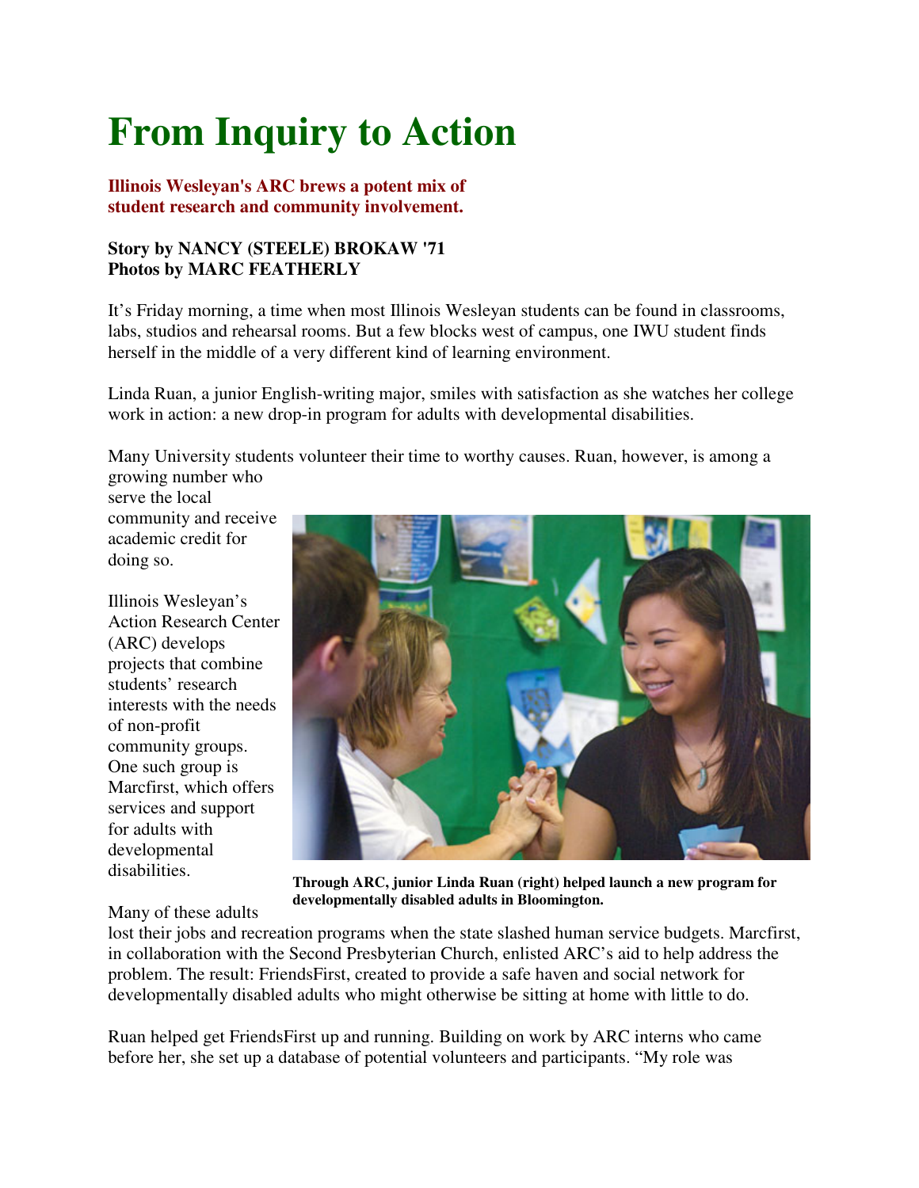# From Inquiry to Action

**Illinois Wesleyan's ARC brews a potent mix of student research and community involvement.**

**Story by NANCY (STEELE) BROKAW '71**
**Photos by MARC FEATHERLY**

It's Friday morning, a time when most Illinois Wesleyan students can be found in classrooms, labs, studios and rehearsal rooms. But a few blocks west of campus, one IWU student finds herself in the middle of a very different kind of learning environment.

Linda Ruan, a junior English-writing major, smiles with satisfaction as she watches her college work in action: a new drop-in program for adults with developmental disabilities.

Many University students volunteer their time to worthy causes. Ruan, however, is among a growing number who serve the local community and receive academic credit for doing so.

Illinois Wesleyan's Action Research Center (ARC) develops projects that combine students' research interests with the needs of non-profit community groups. One such group is Marcfirst, which offers services and support for adults with developmental disabilities.

**Through ARC, junior Linda Ruan (right) helped launch a new program for developmentally disabled adults in Bloomington.**

Many of these adults lost their jobs and recreation programs when the state slashed human service budgets. Marcfirst, in collaboration with the Second Presbyterian Church, enlisted ARC's aid to help address the problem. The result: FriendsFirst, created to provide a safe haven and social network for developmentally disabled adults who might otherwise be sitting at home with little to do.

Ruan helped get FriendsFirst up and running. Building on work by ARC interns who came before her, she set up a database of potential volunteers and participants. "My role was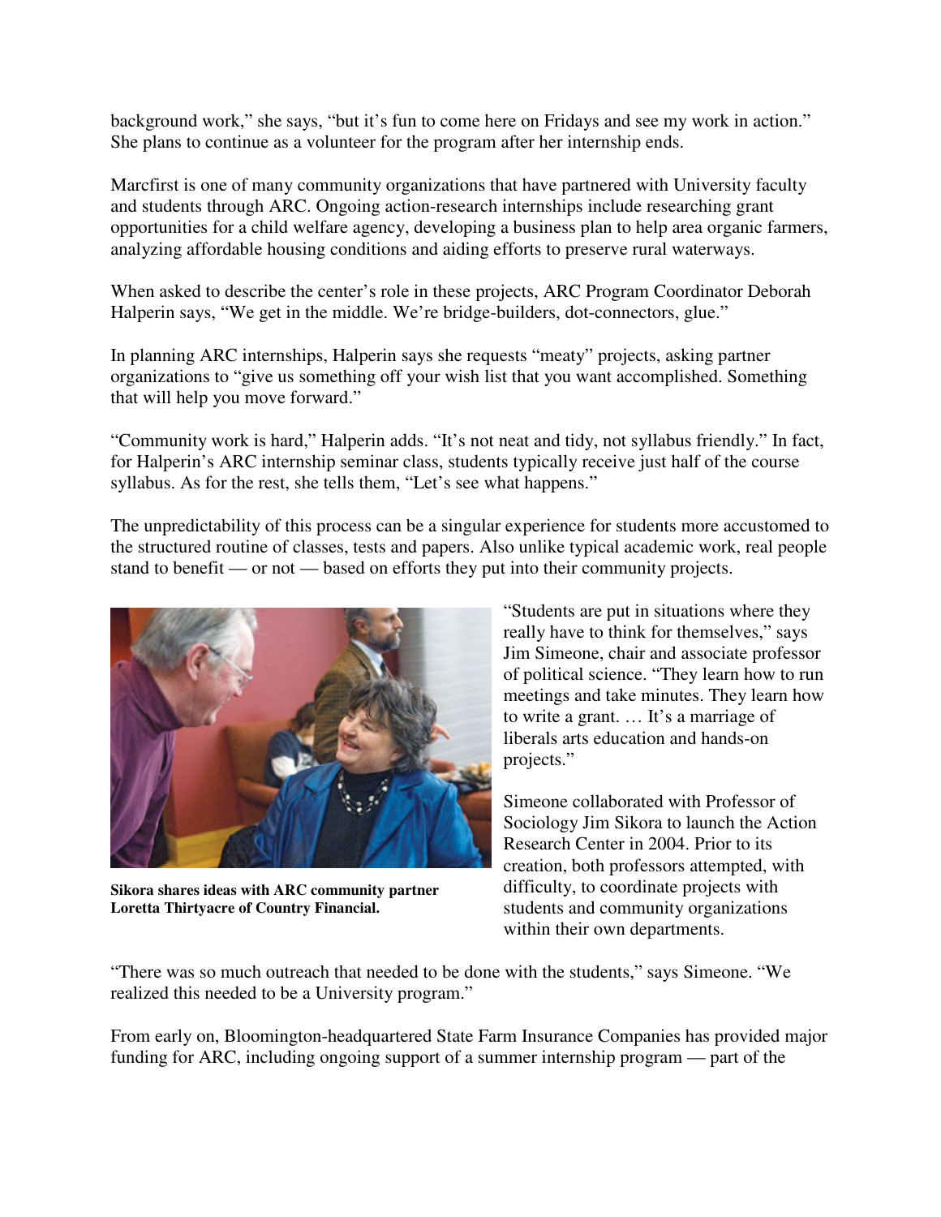background work," she says, "but it's fun to come here on Fridays and see my work in action." She plans to continue as a volunteer for the program after her internship ends.

Marcfirst is one of many community organizations that have partnered with University faculty and students through ARC. Ongoing action-research internships include researching grant opportunities for a child welfare agency, developing a business plan to help area organic farmers, analyzing affordable housing conditions and aiding efforts to preserve rural waterways.

When asked to describe the center's role in these projects, ARC Program Coordinator Deborah Halperin says, "We get in the middle. We're bridge-builders, dot-connectors, glue."

In planning ARC internships, Halperin says she requests "meaty" projects, asking partner organizations to "give us something off your wish list that you want accomplished. Something that will help you move forward."

"Community work is hard," Halperin adds. "It's not neat and tidy, not syllabus friendly." In fact, for Halperin's ARC internship seminar class, students typically receive just half of the course syllabus. As for the rest, she tells them, "Let's see what happens."

The unpredictability of this process can be a singular experience for students more accustomed to the structured routine of classes, tests and papers. Also unlike typical academic work, real people stand to benefit — or not — based on efforts they put into their community projects.

**Sikora shares ideas with ARC community partner Loretta Thirtyacre of Country Financial.**

"Students are put in situations where they really have to think for themselves," says Jim Simeone, chair and associate professor of political science. "They learn how to run meetings and take minutes. They learn how to write a grant. … It's a marriage of liberals arts education and hands-on projects."

Simeone collaborated with Professor of Sociology Jim Sikora to launch the Action Research Center in 2004. Prior to its creation, both professors attempted, with difficulty, to coordinate projects with students and community organizations within their own departments.

"There was so much outreach that needed to be done with the students," says Simeone. "We realized this needed to be a University program."

From early on, Bloomington-headquartered State Farm Insurance Companies has provided major funding for ARC, including ongoing support of a summer internship program — part of the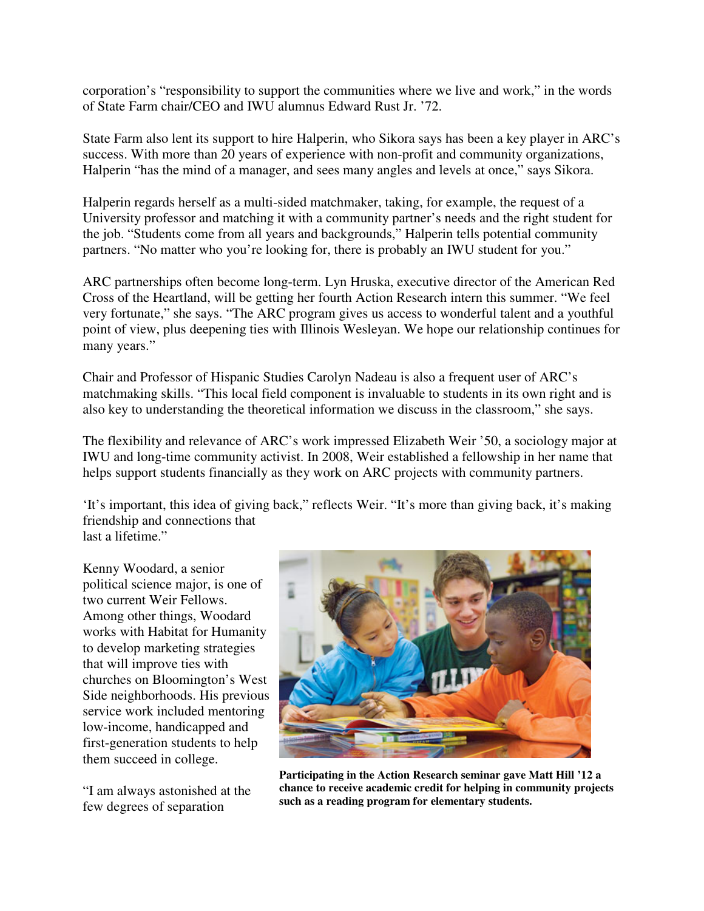corporation's "responsibility to support the communities where we live and work," in the words of State Farm chair/CEO and IWU alumnus Edward Rust Jr. '72.

State Farm also lent its support to hire Halperin, who Sikora says has been a key player in ARC's success. With more than 20 years of experience with non-profit and community organizations, Halperin "has the mind of a manager, and sees many angles and levels at once," says Sikora.

Halperin regards herself as a multi-sided matchmaker, taking, for example, the request of a University professor and matching it with a community partner's needs and the right student for the job. "Students come from all years and backgrounds," Halperin tells potential community partners. "No matter who you're looking for, there is probably an IWU student for you."

ARC partnerships often become long-term. Lyn Hruska, executive director of the American Red Cross of the Heartland, will be getting her fourth Action Research intern this summer. "We feel very fortunate," she says. "The ARC program gives us access to wonderful talent and a youthful point of view, plus deepening ties with Illinois Wesleyan. We hope our relationship continues for many years."

Chair and Professor of Hispanic Studies Carolyn Nadeau is also a frequent user of ARC's matchmaking skills. "This local field component is invaluable to students in its own right and is also key to understanding the theoretical information we discuss in the classroom," she says.

The flexibility and relevance of ARC's work impressed Elizabeth Weir '50, a sociology major at IWU and long-time community activist. In 2008, Weir established a fellowship in her name that helps support students financially as they work on ARC projects with community partners.

'It's important, this idea of giving back," reflects Weir. "It's more than giving back, it's making friendship and connections that last a lifetime."

Kenny Woodard, a senior political science major, is one of two current Weir Fellows. Among other things, Woodard works with Habitat for Humanity to develop marketing strategies that will improve ties with churches on Bloomington's West Side neighborhoods. His previous service work included mentoring low-income, handicapped and first-generation students to help them succeed in college.

**Participating in the Action Research seminar gave Matt Hill '12 a chance to receive academic credit for helping in community projects such as a reading program for elementary students.**

"I am always astonished at the few degrees of separation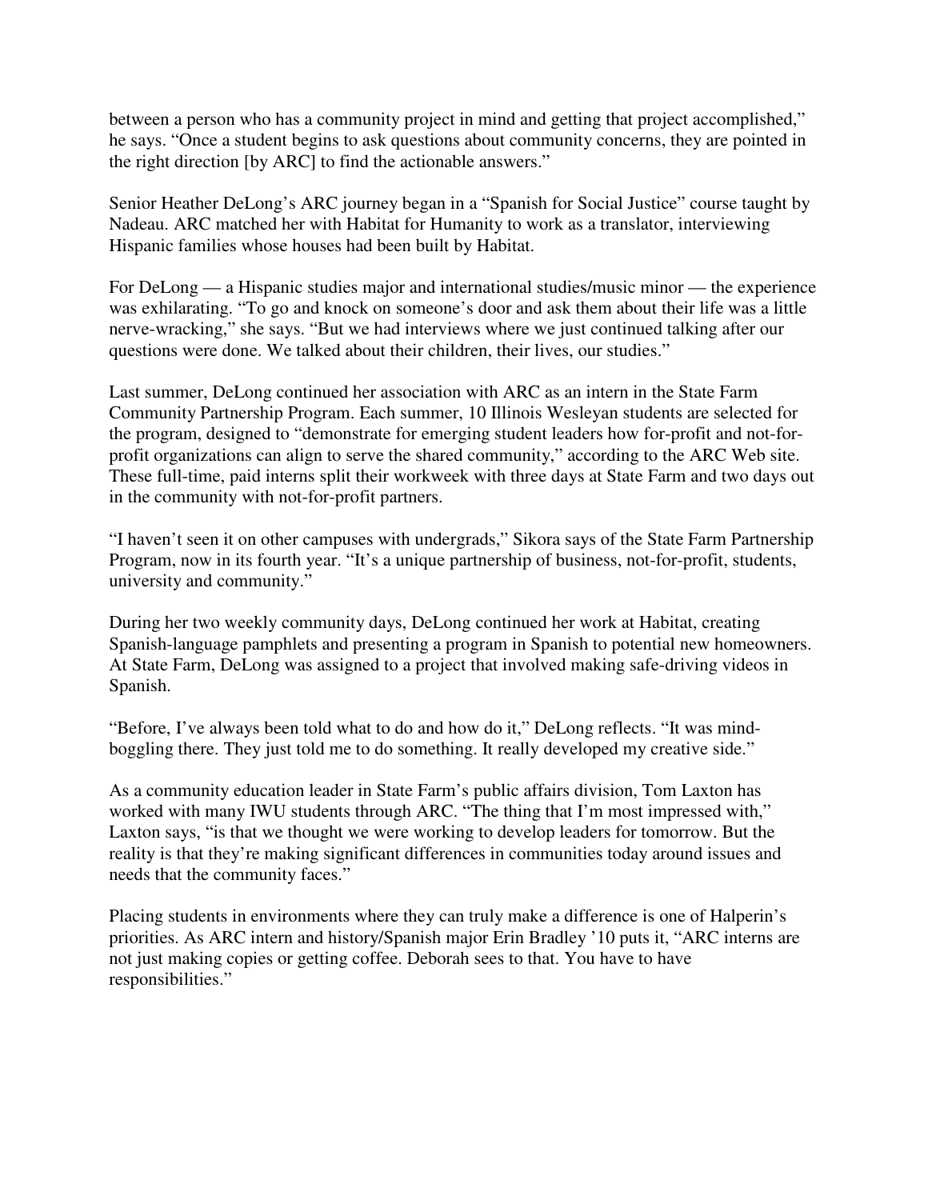between a person who has a community project in mind and getting that project accomplished," he says. "Once a student begins to ask questions about community concerns, they are pointed in the right direction [by ARC] to find the actionable answers."

Senior Heather DeLong's ARC journey began in a "Spanish for Social Justice" course taught by Nadeau. ARC matched her with Habitat for Humanity to work as a translator, interviewing Hispanic families whose houses had been built by Habitat.

For DeLong — a Hispanic studies major and international studies/music minor — the experience was exhilarating. "To go and knock on someone's door and ask them about their life was a little nerve-wracking," she says. "But we had interviews where we just continued talking after our questions were done. We talked about their children, their lives, our studies."

Last summer, DeLong continued her association with ARC as an intern in the State Farm Community Partnership Program. Each summer, 10 Illinois Wesleyan students are selected for the program, designed to "demonstrate for emerging student leaders how for-profit and not-for-profit organizations can align to serve the shared community," according to the ARC Web site. These full-time, paid interns split their workweek with three days at State Farm and two days out in the community with not-for-profit partners.

"I haven't seen it on other campuses with undergrads," Sikora says of the State Farm Partnership Program, now in its fourth year. "It's a unique partnership of business, not-for-profit, students, university and community."

During her two weekly community days, DeLong continued her work at Habitat, creating Spanish-language pamphlets and presenting a program in Spanish to potential new homeowners. At State Farm, DeLong was assigned to a project that involved making safe-driving videos in Spanish.

"Before, I've always been told what to do and how do it," DeLong reflects. "It was mind-boggling there. They just told me to do something. It really developed my creative side."

As a community education leader in State Farm's public affairs division, Tom Laxton has worked with many IWU students through ARC. "The thing that I'm most impressed with," Laxton says, "is that we thought we were working to develop leaders for tomorrow. But the reality is that they're making significant differences in communities today around issues and needs that the community faces."

Placing students in environments where they can truly make a difference is one of Halperin's priorities. As ARC intern and history/Spanish major Erin Bradley '10 puts it, "ARC interns are not just making copies or getting coffee. Deborah sees to that. You have to have responsibilities."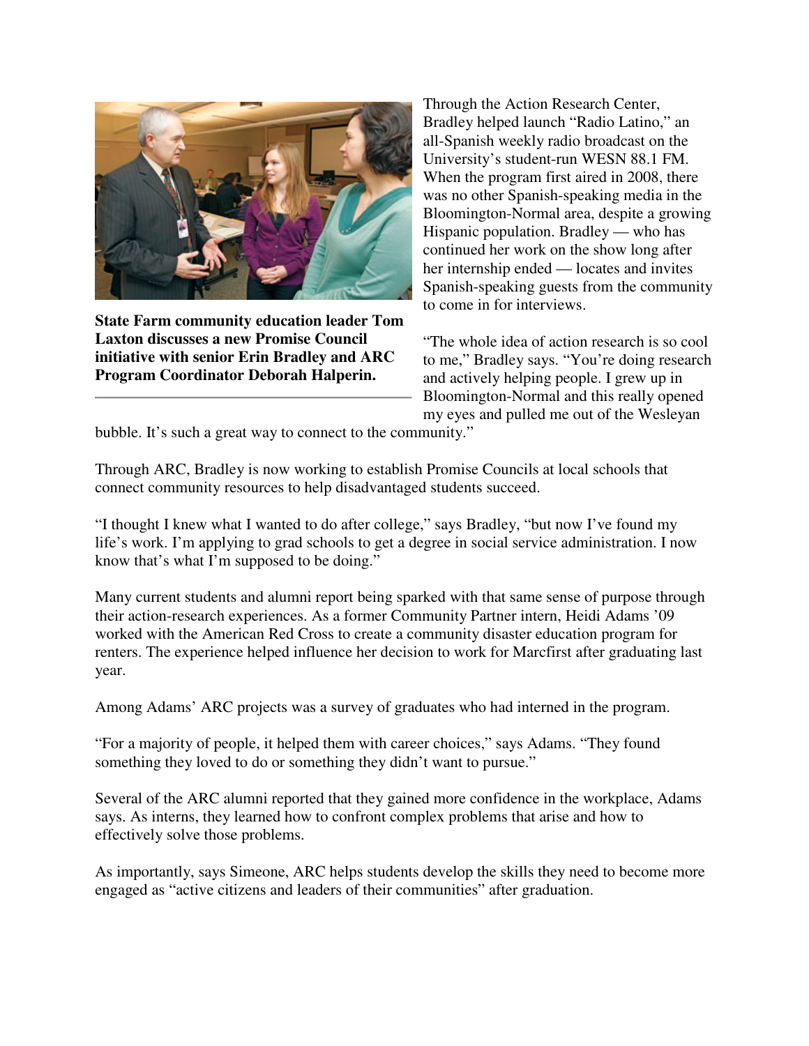**State Farm community education leader Tom Laxton discusses a new Promise Council initiative with senior Erin Bradley and ARC Program Coordinator Deborah Halperin.**

Through the Action Research Center, Bradley helped launch "Radio Latino," an all-Spanish weekly radio broadcast on the University's student-run WESN 88.1 FM. When the program first aired in 2008, there was no other Spanish-speaking media in the Bloomington-Normal area, despite a growing Hispanic population. Bradley — who has continued her work on the show long after her internship ended — locates and invites Spanish-speaking guests from the community to come in for interviews.

"The whole idea of action research is so cool to me," Bradley says. "You're doing research and actively helping people. I grew up in Bloomington-Normal and this really opened my eyes and pulled me out of the Wesleyan bubble. It's such a great way to connect to the community."

Through ARC, Bradley is now working to establish Promise Councils at local schools that connect community resources to help disadvantaged students succeed.

"I thought I knew what I wanted to do after college," says Bradley, "but now I've found my life's work. I'm applying to grad schools to get a degree in social service administration. I now know that's what I'm supposed to be doing."

Many current students and alumni report being sparked with that same sense of purpose through their action-research experiences. As a former Community Partner intern, Heidi Adams '09 worked with the American Red Cross to create a community disaster education program for renters. The experience helped influence her decision to work for Marcfirst after graduating last year.

Among Adams' ARC projects was a survey of graduates who had interned in the program.

"For a majority of people, it helped them with career choices," says Adams. "They found something they loved to do or something they didn't want to pursue."

Several of the ARC alumni reported that they gained more confidence in the workplace, Adams says. As interns, they learned how to confront complex problems that arise and how to effectively solve those problems.

As importantly, says Simeone, ARC helps students develop the skills they need to become more engaged as "active citizens and leaders of their communities" after graduation.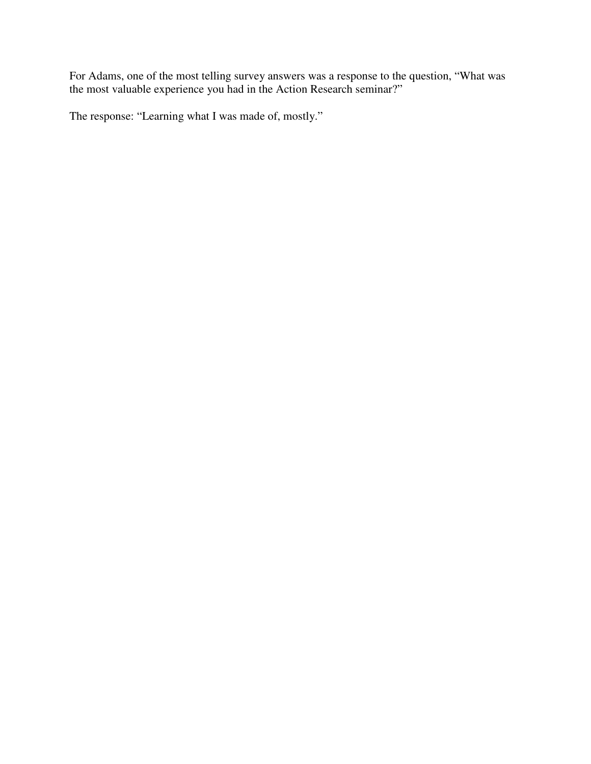For Adams, one of the most telling survey answers was a response to the question, “What was the most valuable experience you had in the Action Research seminar?”

The response: “Learning what I was made of, mostly.”